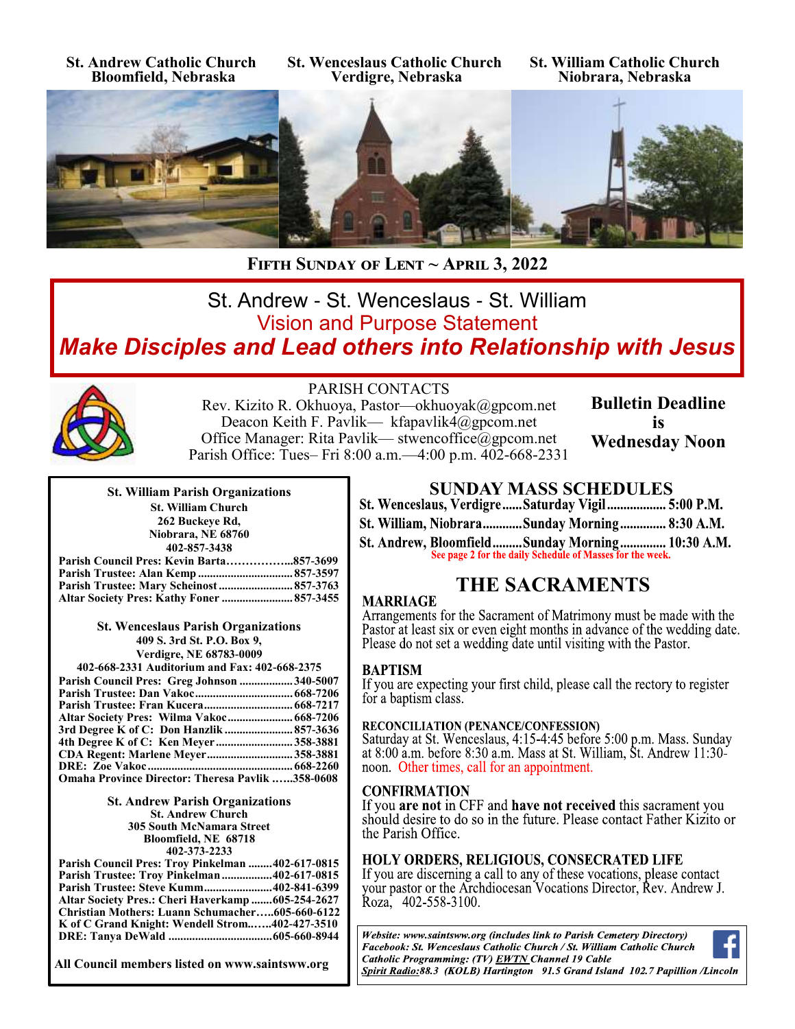**St. Andrew Catholic Church**
**Bloomfield, Nebraska**

**St. Wenceslaus Catholic Church**
**Verdigre, Nebraska**

**St. William Catholic Church**
**Niobrara, Nebraska**

## Fifth Sunday of Lent ~ April 3, 2022

# St. Andrew - St. Wenceslaus - St. William

## Vision and Purpose Statement

## *Make Disciples and Lead others into Relationship with Jesus*

PARISH CONTACTS
Rev. Kizito R. Okhuoya, Pastor—okhuoyak@gpcom.net
Deacon Keith F. Pavlik— kfapavlik4@gpcom.net
Office Manager: Rita Pavlik— stwencoffice@gpcom.net
Parish Office: Tues– Fri 8:00 a.m.—4:00 p.m. 402-668-2331

**Bulletin Deadline is Wednesday Noon**

### St. William Parish Organizations

**St. William Church**
**262 Buckeye Rd,**
**Niobrara, NE 68760**
**402-857-3438**

| | |
|---|---|
| Parish Council Pres: Kevin Barta | 857-3699 |
| Parish Trustee: Alan Kemp | 857-3597 |
| Parish Trustee: Mary Scheinost | 857-3763 |
| Altar Society Pres: Kathy Foner | 857-3455 |

### St. Wenceslaus Parish Organizations

**409 S. 3rd St. P.O. Box 9,**
**Verdigre, NE 68783-0009**
**402-668-2331 Auditorium and Fax: 402-668-2375**

| | |
|---|---|
| Parish Council Pres: Greg Johnson | 340-5007 |
| Parish Trustee: Dan Vakoc | 668-7206 |
| Parish Trustee: Fran Kucera | 668-7217 |
| Altar Society Pres: Wilma Vakoc | 668-7206 |
| 3rd Degree K of C: Don Hanzlik | 857-3636 |
| 4th Degree K of C: Ken Meyer | 358-3881 |
| CDA Regent: Marlene Meyer | 358-3881 |
| DRE: Zoe Vakoc | 668-2260 |
| Omaha Province Director: Theresa Pavlik | 358-0608 |

### St. Andrew Parish Organizations

**St. Andrew Church**
**305 South McNamara Street**
**Bloomfield, NE 68718**
**402-373-2233**

| | |
|---|---|
| Parish Council Pres: Troy Pinkelman | 402-617-0815 |
| Parish Trustee: Troy Pinkelman | 402-617-0815 |
| Parish Trustee: Steve Kumm | 402-841-6399 |
| Altar Society Pres.: Cheri Haverkamp | 605-254-2627 |
| Christian Mothers: Luann Schumacher | 605-660-6122 |
| K of C Grand Knight: Wendell Strom | 402-427-3510 |
| DRE: Tanya DeWald | 605-660-8944 |

**All Council members listed on www.saintsww.org**

## SUNDAY MASS SCHEDULES

| | | |
|---|---|---|
| St. Wenceslaus, Verdigre | Saturday Vigil | 5:00 P.M. |
| St. William, Niobrara | Sunday Morning | 8:30 A.M. |
| St. Andrew, Bloomfield | Sunday Morning | 10:30 A.M. |

See page 2 for the daily Schedule of Masses for the week.

## THE SACRAMENTS

### MARRIAGE

Arrangements for the Sacrament of Matrimony must be made with the Pastor at least six or even eight months in advance of the wedding date. Please do not set a wedding date until visiting with the Pastor.

### BAPTISM

If you are expecting your first child, please call the rectory to register for a baptism class.

### RECONCILIATION (PENANCE/CONFESSION)

Saturday at St. Wenceslaus, 4:15-4:45 before 5:00 p.m. Mass. Sunday at 8:00 a.m. before 8:30 a.m. Mass at St. William, St. Andrew 11:30-noon. Other times, call for an appointment.

### CONFIRMATION

If you **are not** in CFF and **have not received** this sacrament you should desire to do so in the future. Please contact Father Kizito or the Parish Office.

### HOLY ORDERS, RELIGIOUS, CONSECRATED LIFE

If you are discerning a call to any of these vocations, please contact your pastor or the Archdiocesan Vocations Director, Rev. Andrew J. Roza, 402-558-3100.

*Website: www.saintsww.org (includes link to Parish Cemetery Directory)*
*Facebook: St. Wenceslaus Catholic Church / St. William Catholic Church*
*Catholic Programming: (TV) EWTN Channel 19 Cable*
*Spirit Radio: 88.3 (KOLB) Hartington 91.5 Grand Island 102.7 Papillion /Lincoln*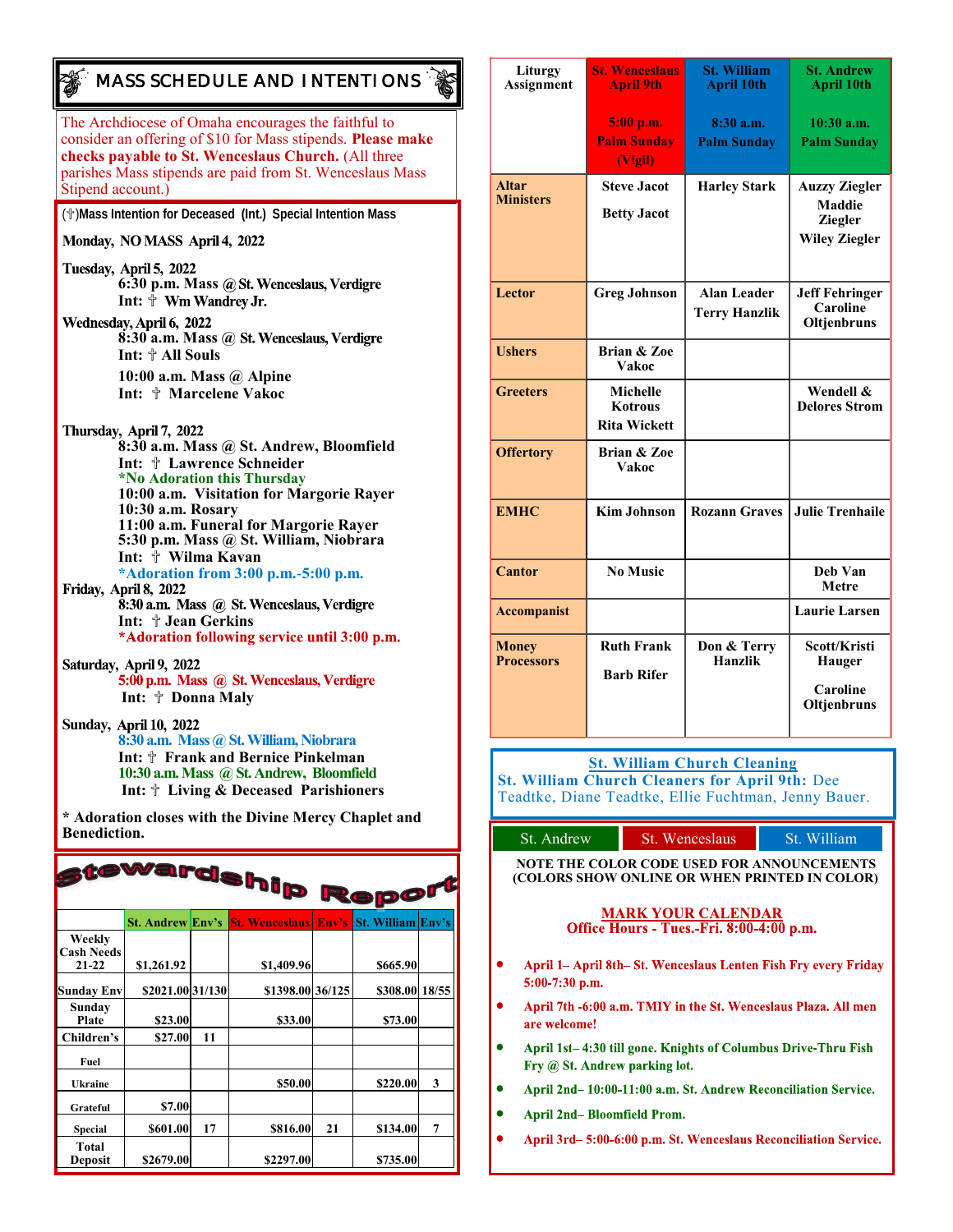# MASS SCHEDULE AND INTENTIONS

The Archdiocese of Omaha encourages the faithful to consider an offering of $10 for Mass stipends. **Please make checks payable to St. Wenceslaus Church.** (All three parishes Mass stipends are paid from St. Wenceslaus Mass Stipend account.)

(†)Mass Intention for Deceased (Int.) Special Intention Mass

**Monday, NO MASS April 4, 2022**

**Tuesday, April 5, 2022**
6:30 p.m. Mass @ St. Wenceslaus, Verdigre
Int: † Wm Wandrey Jr.

**Wednesday, April 6, 2022**
8:30 a.m. Mass @ St. Wenceslaus, Verdigre
Int: † All Souls

10:00 a.m. Mass @ Alpine
Int: † Marcelene Vakoc

**Thursday, April 7, 2022**
8:30 a.m. Mass @ St. Andrew, Bloomfield
Int: † Lawrence Schneider
*No Adoration this Thursday
10:00 a.m. Visitation for Margorie Rayer
10:30 a.m. Rosary
11:00 a.m. Funeral for Margorie Rayer
5:30 p.m. Mass @ St. William, Niobrara
Int: † Wilma Kavan
*Adoration from 3:00 p.m.-5:00 p.m.

**Friday, April 8, 2022**
8:30 a.m. Mass @ St. Wenceslaus, Verdigre
Int: † Jean Gerkins
*Adoration following service until 3:00 p.m.

**Saturday, April 9, 2022**
5:00 p.m. Mass @ St. Wenceslaus, Verdigre
Int: † Donna Maly

**Sunday, April 10, 2022**
8:30 a.m. Mass @ St. William, Niobrara
Int: † Frank and Bernice Pinkelman
10:30 a.m. Mass @ St. Andrew, Bloomfield
Int: † Living & Deceased Parishioners

**\* Adoration closes with the Divine Mercy Chaplet and Benediction.**

# Stewardship Report

| | St. Andrew | Env's | St. Wenceslaus | Env's | St. William | Env's |
|---|---|---|---|---|---|---|
| Weekly Cash Needs 21-22 | $1,261.92 | | $1,409.96 | | $665.90 | |
| Sunday Env | $2021.00 | 31/130 | $1398.00 | 36/125 | $308.00 | 18/55 |
| Sunday Plate | $23.00 | | $33.00 | | $73.00 | |
| Children's | $27.00 | 11 | | | | |
| Fuel | | | | | | |
| Ukraine | | | $50.00 | | $220.00 | 3 |
| Grateful | $7.00 | | | | | |
| Special | $601.00 | 17 | $816.00 | 21 | $134.00 | 7 |
| Total Deposit | $2679.00 | | $2297.00 | | $735.00 | |

| Liturgy Assignment | St. Wenceslaus April 9th 5:00 p.m. Palm Sunday (Vigil) | St. William April 10th 8:30 a.m. Palm Sunday | St. Andrew April 10th 10:30 a.m. Palm Sunday |
|---|---|---|---|
| Altar Ministers | Steve Jacot, Betty Jacot | Harley Stark | Auzzy Ziegler, Maddie Ziegler, Wiley Ziegler |
| Lector | Greg Johnson | Alan Leader, Terry Hanzlik | Jeff Fehringer, Caroline Oltjenbruns |
| Ushers | Brian & Zoe Vakoc | | |
| Greeters | Michelle Kotrous, Rita Wickett | | Wendell & Delores Strom |
| Offertory | Brian & Zoe Vakoc | | |
| EMHC | Kim Johnson | Rozann Graves | Julie Trenhaile |
| Cantor | No Music | | Deb Van Metre |
| Accompanist | | | Laurie Larsen |
| Money Processors | Ruth Frank, Barb Rifer | Don & Terry Hanzlik | Scott/Kristi Hauger, Caroline Oltjenbruns |

## St. William Church Cleaning

**St. William Church Cleaners for April 9th:** Dee Teadtke, Diane Teadtke, Ellie Fuchtman, Jenny Bauer.

St. Andrew | St. Wenceslaus | St. William

**NOTE THE COLOR CODE USED FOR ANNOUNCEMENTS (COLORS SHOW ONLINE OR WHEN PRINTED IN COLOR)**

**MARK YOUR CALENDAR**
**Office Hours - Tues.-Fri. 8:00-4:00 p.m.**

- **April 1– April 8th– St. Wenceslaus Lenten Fish Fry every Friday 5:00-7:30 p.m.**
- **April 7th -6:00 a.m. TMIY in the St. Wenceslaus Plaza. All men are welcome!**
- **April 1st– 4:30 till gone. Knights of Columbus Drive-Thru Fish Fry @ St. Andrew parking lot.**
- **April 2nd– 10:00-11:00 a.m. St. Andrew Reconciliation Service.**
- **April 2nd– Bloomfield Prom.**
- **April 3rd– 5:00-6:00 p.m. St. Wenceslaus Reconciliation Service.**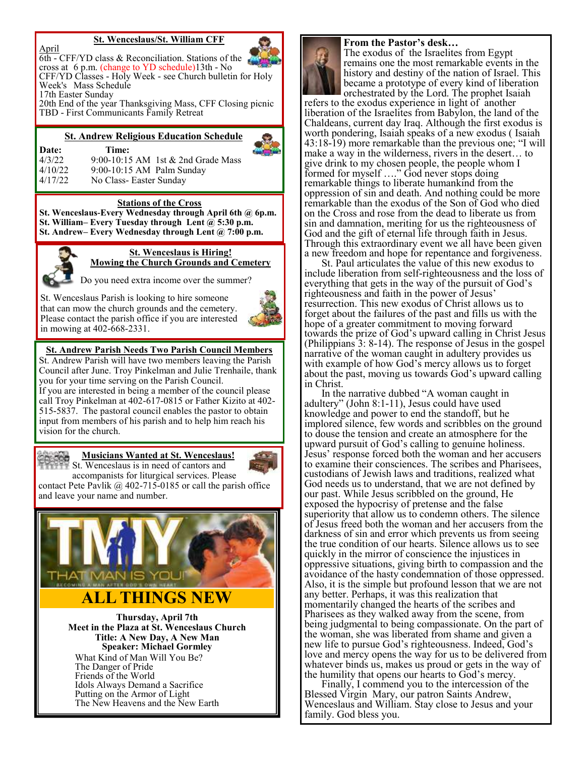## St. Wenceslaus/St. William CFF

April

6th - CFF/YD class & Reconciliation. Stations of the cross at 6 p.m. (change to YD schedule)13th - No CFF/YD Classes - Holy Week - see Church bulletin for Holy Week's Mass Schedule

17th Easter Sunday

20th End of the year Thanksgiving Mass, CFF Closing picnic

TBD - First Communicants Family Retreat

## St. Andrew Religious Education Schedule

| Date: | Time: |
|---|---|
| 4/3/22 | 9:00-10:15 AM 1st & 2nd Grade Mass |
| 4/10/22 | 9:00-10:15 AM Palm Sunday |
| 4/17/22 | No Class- Easter Sunday |

## Stations of the Cross

**St. Wenceslaus-Every Wednesday through April 6th @ 6p.m.**
**St. William– Every Tuesday through Lent @ 5:30 p.m.**
**St. Andrew– Every Wednesday through Lent @ 7:00 p.m.**

## St. Wenceslaus is Hiring!
## Mowing the Church Grounds and Cemetery

Do you need extra income over the summer?

St. Wenceslaus Parish is looking to hire someone that can mow the church grounds and the cemetery. Please contact the parish office if you are interested in mowing at 402-668-2331.

## St. Andrew Parish Needs Two Parish Council Members

St. Andrew Parish will have two members leaving the Parish Council after June. Troy Pinkelman and Julie Trenhaile, thank you for your time serving on the Parish Council.
If you are interested in being a member of the council please call Troy Pinkelman at 402-617-0815 or Father Kizito at 402-515-5837. The pastoral council enables the pastor to obtain input from members of his parish and to help him reach his vision for the church.

## Musicians Wanted at St. Wenceslaus!

St. Wenceslaus is in need of cantors and accompanists for liturgical services. Please contact Pete Pavlik @ 402-715-0185 or call the parish office and leave your name and number.

## TMIY THAT MAN IS YOU!

BECOMING A MAN AFTER GOD'S OWN HEART

## ALL THINGS NEW

**Thursday, April 7th**
**Meet in the Plaza at St. Wenceslaus Church**
**Title: A New Day, A New Man**
**Speaker: Michael Gormley**

What Kind of Man Will You Be?
The Danger of Pride
Friends of the World
Idols Always Demand a Sacrifice
Putting on the Armor of Light
The New Heavens and the New Earth

## From the Pastor's desk…

The exodus of the Israelites from Egypt remains one the most remarkable events in the history and destiny of the nation of Israel. This became a prototype of every kind of liberation orchestrated by the Lord. The prophet Isaiah refers to the exodus experience in light of another liberation of the Israelites from Babylon, the land of the Chaldeans, current day Iraq. Although the first exodus is worth pondering, Isaiah speaks of a new exodus ( Isaiah 43:18-19) more remarkable than the previous one; "I will make a way in the wilderness, rivers in the desert… to give drink to my chosen people, the people whom I formed for myself …." God never stops doing remarkable things to liberate humankind from the oppression of sin and death. And nothing could be more remarkable than the exodus of the Son of God who died on the Cross and rose from the dead to liberate us from sin and damnation, meriting for us the righteousness of God and the gift of eternal life through faith in Jesus. Through this extraordinary event we all have been given a new freedom and hope for repentance and forgiveness.

St. Paul articulates the value of this new exodus to include liberation from self-righteousness and the loss of everything that gets in the way of the pursuit of God's righteousness and faith in the power of Jesus' resurrection. This new exodus of Christ allows us to forget about the failures of the past and fills us with the hope of a greater commitment to moving forward towards the prize of God's upward calling in Christ Jesus (Philippians 3: 8-14). The response of Jesus in the gospel narrative of the woman caught in adultery provides us with example of how God's mercy allows us to forget about the past, moving us towards God's upward calling in Christ.

In the narrative dubbed "A woman caught in adultery" (John 8:1-11), Jesus could have used knowledge and power to end the standoff, but he implored silence, few words and scribbles on the ground to douse the tension and create an atmosphere for the upward pursuit of God's calling to genuine holiness. Jesus' response forced both the woman and her accusers to examine their consciences. The scribes and Pharisees, custodians of Jewish laws and traditions, realized what God needs us to understand, that we are not defined by our past. While Jesus scribbled on the ground, He exposed the hypocrisy of pretense and the false superiority that allow us to condemn others. The silence of Jesus freed both the woman and her accusers from the darkness of sin and error which prevents us from seeing the true condition of our hearts. Silence allows us to see quickly in the mirror of conscience the injustices in oppressive situations, giving birth to compassion and the avoidance of the hasty condemnation of those oppressed. Also, it is the simple but profound lesson that we are not any better. Perhaps, it was this realization that momentarily changed the hearts of the scribes and Pharisees as they walked away from the scene, from being judgmental to being compassionate. On the part of the woman, she was liberated from shame and given a new life to pursue God's righteousness. Indeed, God's love and mercy opens the way for us to be delivered from whatever binds us, makes us proud or gets in the way of the humility that opens our hearts to God's mercy.

Finally, I commend you to the intercession of the Blessed Virgin Mary, our patron Saints Andrew, Wenceslaus and William. Stay close to Jesus and your family. God bless you.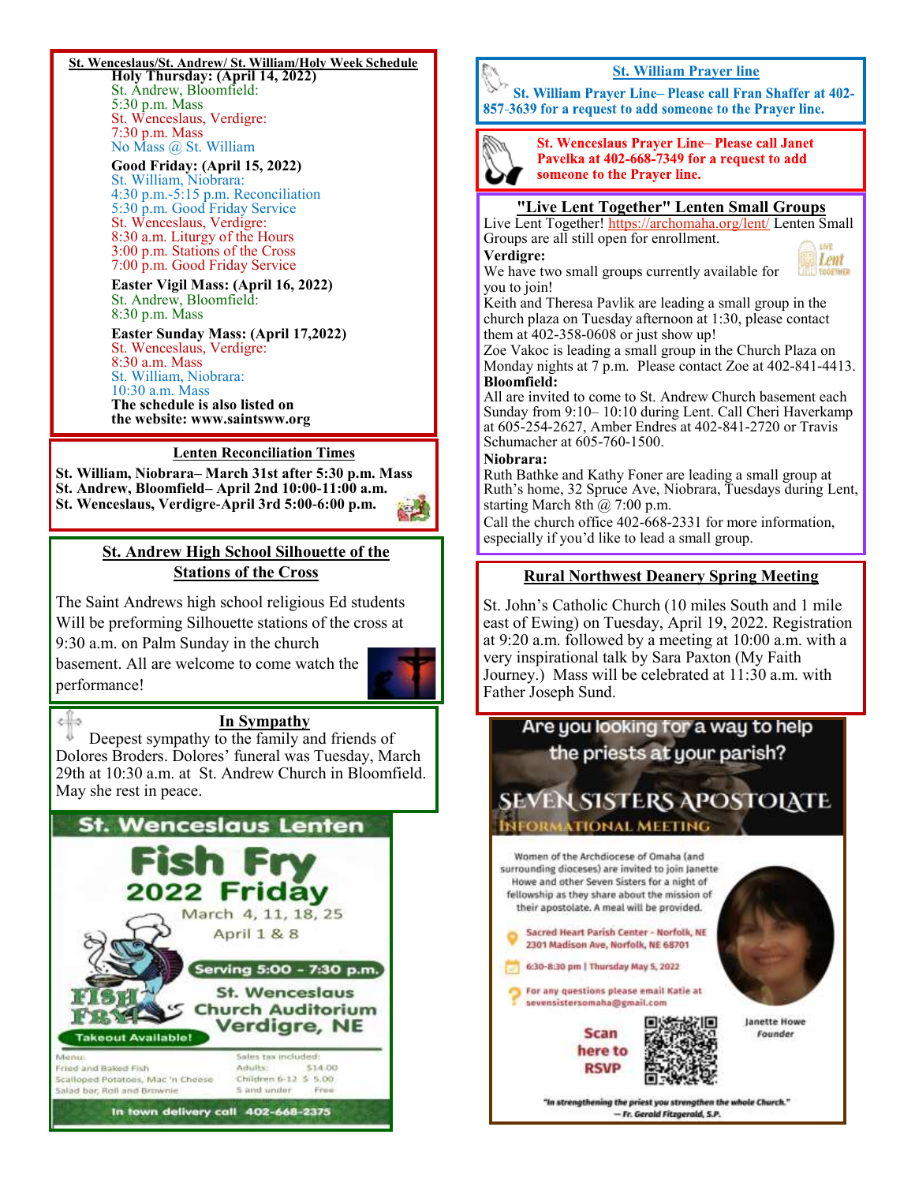## St. Wenceslaus/St. Andrew/ St. William/Holy Week Schedule

**Holy Thursday: (April 14, 2022)**
St. Andrew, Bloomfield:
5:30 p.m. Mass
St. Wenceslaus, Verdigre:
7:30 p.m. Mass
No Mass @ St. William

**Good Friday: (April 15, 2022)**
St. William, Niobrara:
4:30 p.m.-5:15 p.m. Reconciliation
5:30 p.m. Good Friday Service
St. Wenceslaus, Verdigre:
8:30 a.m. Liturgy of the Hours
3:00 p.m. Stations of the Cross
7:00 p.m. Good Friday Service

**Easter Vigil Mass: (April 16, 2022)**
St. Andrew, Bloomfield:
8:30 p.m. Mass

**Easter Sunday Mass: (April 17,2022)**
St. Wenceslaus, Verdigre:
8:30 a.m. Mass
St. William, Niobrara:
10:30 a.m. Mass

**The schedule is also listed on the website: www.saintsww.org**

## Lenten Reconciliation Times

**St. William, Niobrara– March 31st after 5:30 p.m. Mass**
**St. Andrew, Bloomfield– April 2nd 10:00-11:00 a.m.**
**St. Wenceslaus, Verdigre-April 3rd 5:00-6:00 p.m.**

## St. Andrew High School Silhouette of the Stations of the Cross

The Saint Andrews high school religious Ed students Will be preforming Silhouette stations of the cross at 9:30 a.m. on Palm Sunday in the church basement. All are welcome to come watch the performance!

## In Sympathy

Deepest sympathy to the family and friends of Dolores Broders. Dolores' funeral was Tuesday, March 29th at 10:30 a.m. at St. Andrew Church in Bloomfield. May she rest in peace.

## St. Wenceslaus Lenten Fish Fry 2022 Friday

March 4, 11, 18, 25
April 1 & 8

Serving 5:00 - 7:30 p.m.

St. Wenceslaus Church Auditorium
Verdigre, NE

Takeout Available!

Menu:
Fried and Baked Fish
Scalloped Potatoes, Mac 'n Cheese
Salad bar, Roll and Brownie

Sales tax included:
Adults: $14.00
Children 6-12 $ 5.00
5 and under Free

In town delivery call 402-668-2375

## St. William Prayer line

**St. William Prayer Line– Please call Fran Shaffer at 402-857-3639 for a request to add someone to the Prayer line.**

**St. Wenceslaus Prayer Line– Please call Janet Pavelka at 402-668-7349 for a request to add someone to the Prayer line.**

## "Live Lent Together" Lenten Small Groups

Live Lent Together! https://archomaha.org/lent/ Lenten Small Groups are all still open for enrollment.

**Verdigre:**
We have two small groups currently available for you to join!
Keith and Theresa Pavlik are leading a small group in the church plaza on Tuesday afternoon at 1:30, please contact them at 402-358-0608 or just show up!
Zoe Vakoc is leading a small group in the Church Plaza on Monday nights at 7 p.m. Please contact Zoe at 402-841-4413.

**Bloomfield:**
All are invited to come to St. Andrew Church basement each Sunday from 9:10– 10:10 during Lent. Call Cheri Haverkamp at 605-254-2627, Amber Endres at 402-841-2720 or Travis Schumacher at 605-760-1500.

**Niobrara:**
Ruth Bathke and Kathy Foner are leading a small group at Ruth's home, 32 Spruce Ave, Niobrara, Tuesdays during Lent, starting March 8th @ 7:00 p.m.
Call the church office 402-668-2331 for more information, especially if you'd like to lead a small group.

## Rural Northwest Deanery Spring Meeting

St. John's Catholic Church (10 miles South and 1 mile east of Ewing) on Tuesday, April 19, 2022. Registration at 9:20 a.m. followed by a meeting at 10:00 a.m. with a very inspirational talk by Sara Paxton (My Faith Journey.) Mass will be celebrated at 11:30 a.m. with Father Joseph Sund.

## Are you looking for a way to help the priests at your parish?

## SEVEN SISTERS APOSTOLATE

INFORMATIONAL MEETING

Women of the Archdiocese of Omaha (and surrounding dioceses) are invited to join Janette Howe and other Seven Sisters for a night of fellowship as they share about the mission of their apostolate. A meal will be provided.

Sacred Heart Parish Center - Norfolk, NE
2301 Madison Ave, Norfolk, NE 68701

6:30-8:30 pm | Thursday May 5, 2022

For any questions please email Katie at sevensistersomaha@gmail.com

Scan here to RSVP

Janette Howe
Founder

*"In strengthening the priest you strengthen the whole Church."*
*— Fr. Gerald Fitzgerald, S.P.*